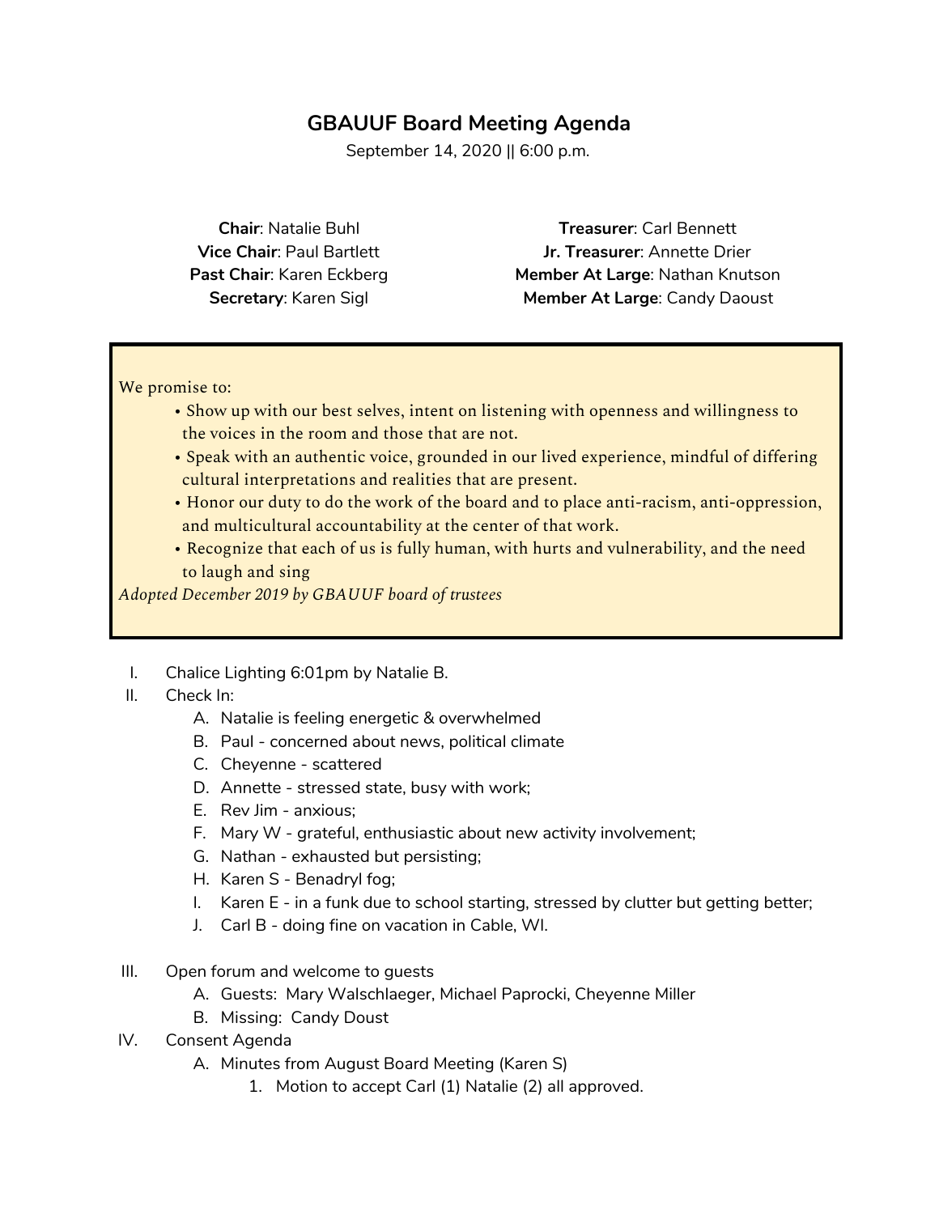# GBAUUF Board Meeting Agenda

September 14, 2020 || 6:00 p.m.

**Chair**: Natalie Buhl
**Vice Chair**: Paul Bartlett
**Past Chair**: Karen Eckberg
**Secretary**: Karen Sigl

**Treasurer**: Carl Bennett
**Jr. Treasurer**: Annette Drier
**Member At Large**: Nathan Knutson
**Member At Large**: Candy Daoust

We promise to:

- Show up with our best selves, intent on listening with openness and willingness to the voices in the room and those that are not.
- Speak with an authentic voice, grounded in our lived experience, mindful of differing cultural interpretations and realities that are present.
- Honor our duty to do the work of the board and to place anti-racism, anti-oppression, and multicultural accountability at the center of that work.
- Recognize that each of us is fully human, with hurts and vulnerability, and the need to laugh and sing

*Adopted December 2019 by GBAUUF board of trustees*

I. Chalice Lighting 6:01pm by Natalie B.

II. Check In:
   - A. Natalie is feeling energetic & overwhelmed
   - B. Paul - concerned about news, political climate
   - C. Cheyenne - scattered
   - D. Annette - stressed state, busy with work;
   - E. Rev Jim - anxious;
   - F. Mary W - grateful, enthusiastic about new activity involvement;
   - G. Nathan - exhausted but persisting;
   - H. Karen S - Benadryl fog;
   - I. Karen E - in a funk due to school starting, stressed by clutter but getting better;
   - J. Carl B - doing fine on vacation in Cable, WI.

III. Open forum and welcome to guests
   - A. Guests: Mary Walschlaeger, Michael Paprocki, Cheyenne Miller
   - B. Missing: Candy Doust

IV. Consent Agenda
   - A. Minutes from August Board Meeting (Karen S)
     1. Motion to accept Carl (1) Natalie (2) all approved.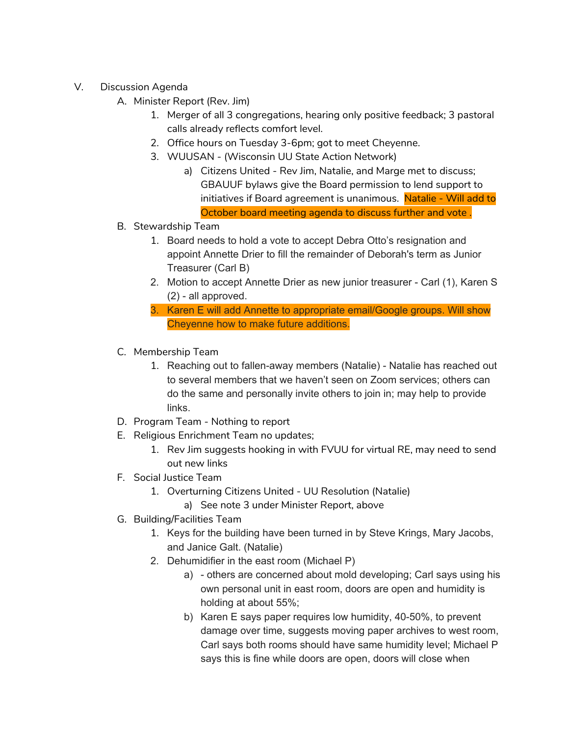V. Discussion Agenda

A. Minister Report (Rev. Jim)

1. Merger of all 3 congregations, hearing only positive feedback; 3 pastoral calls already reflects comfort level.
2. Office hours on Tuesday 3-6pm; got to meet Cheyenne.
3. WUUSAN - (Wisconsin UU State Action Network)
    a) Citizens United - Rev Jim, Natalie, and Marge met to discuss; GBAUUF bylaws give the Board permission to lend support to initiatives if Board agreement is unanimous. Natalie - Will add to October board meeting agenda to discuss further and vote .

B. Stewardship Team

1. Board needs to hold a vote to accept Debra Otto's resignation and appoint Annette Drier to fill the remainder of Deborah's term as Junior Treasurer (Carl B)
2. Motion to accept Annette Drier as new junior treasurer - Carl (1), Karen S (2) - all approved.
3. Karen E will add Annette to appropriate email/Google groups. Will show Cheyenne how to make future additions.

C. Membership Team

1. Reaching out to fallen-away members (Natalie) - Natalie has reached out to several members that we haven't seen on Zoom services; others can do the same and personally invite others to join in; may help to provide links.

D. Program Team - Nothing to report

E. Religious Enrichment Team no updates;

1. Rev Jim suggests hooking in with FVUU for virtual RE, may need to send out new links

F. Social Justice Team

1. Overturning Citizens United - UU Resolution (Natalie)
    a) See note 3 under Minister Report, above

G. Building/Facilities Team

1. Keys for the building have been turned in by Steve Krings, Mary Jacobs, and Janice Galt. (Natalie)
2. Dehumidifier in the east room (Michael P)
    a) - others are concerned about mold developing; Carl says using his own personal unit in east room, doors are open and humidity is holding at about 55%;
    b) Karen E says paper requires low humidity, 40-50%, to prevent damage over time, suggests moving paper archives to west room, Carl says both rooms should have same humidity level; Michael P says this is fine while doors are open, doors will close when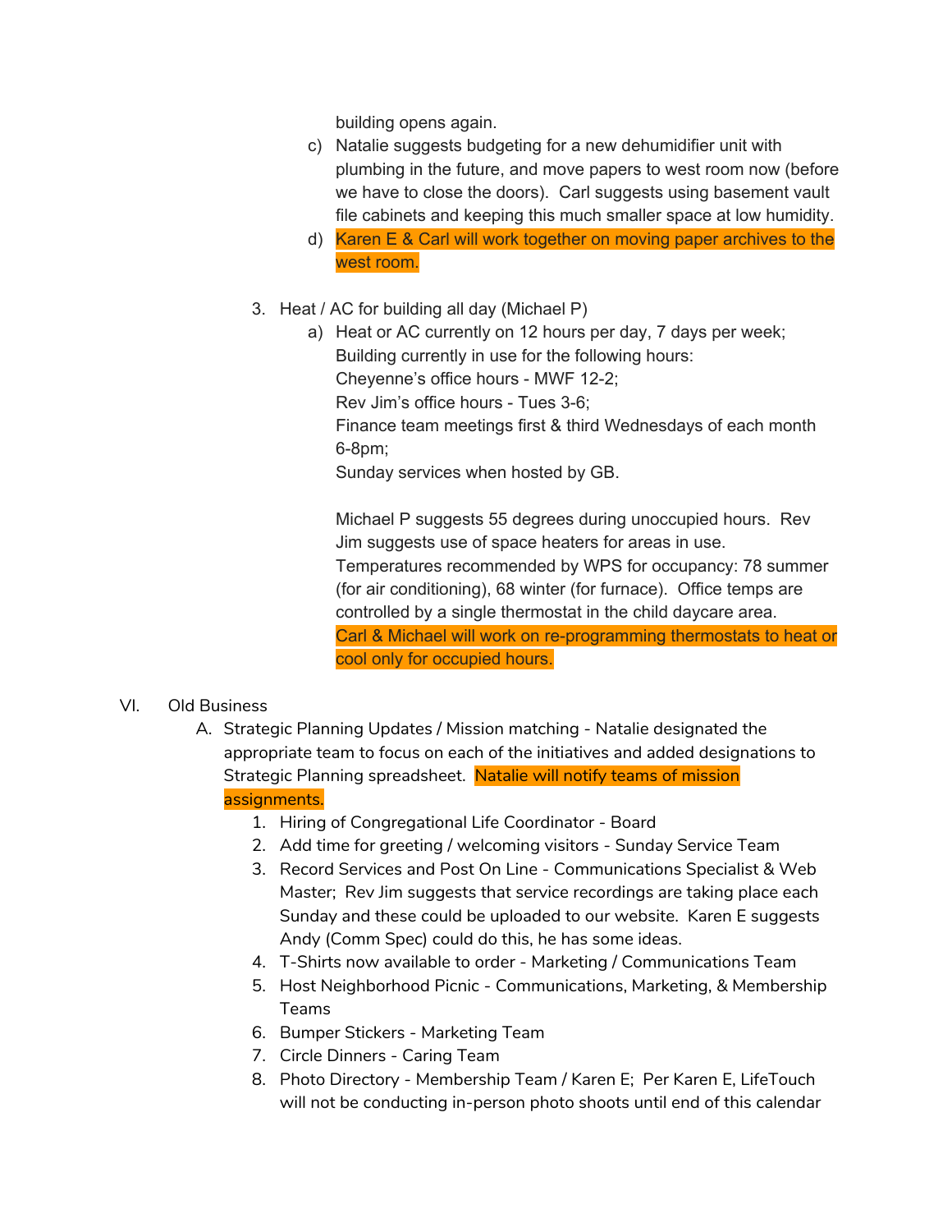building opens again.

c) Natalie suggests budgeting for a new dehumidifier unit with plumbing in the future, and move papers to west room now (before we have to close the doors). Carl suggests using basement vault file cabinets and keeping this much smaller space at low humidity.

d) Karen E & Carl will work together on moving paper archives to the west room.

3. Heat / AC for building all day (Michael P)

   a) Heat or AC currently on 12 hours per day, 7 days per week; Building currently in use for the following hours:
      Cheyenne's office hours - MWF 12-2;
      Rev Jim's office hours - Tues 3-6;
      Finance team meetings first & third Wednesdays of each month 6-8pm;
      Sunday services when hosted by GB.

      Michael P suggests 55 degrees during unoccupied hours. Rev Jim suggests use of space heaters for areas in use. Temperatures recommended by WPS for occupancy: 78 summer (for air conditioning), 68 winter (for furnace). Office temps are controlled by a single thermostat in the child daycare area. Carl & Michael will work on re-programming thermostats to heat or cool only for occupied hours.

VI. Old Business

A. Strategic Planning Updates / Mission matching - Natalie designated the appropriate team to focus on each of the initiatives and added designations to Strategic Planning spreadsheet. Natalie will notify teams of mission assignments.

1. Hiring of Congregational Life Coordinator - Board
2. Add time for greeting / welcoming visitors - Sunday Service Team
3. Record Services and Post On Line - Communications Specialist & Web Master; Rev Jim suggests that service recordings are taking place each Sunday and these could be uploaded to our website. Karen E suggests Andy (Comm Spec) could do this, he has some ideas.
4. T-Shirts now available to order - Marketing / Communications Team
5. Host Neighborhood Picnic - Communications, Marketing, & Membership Teams
6. Bumper Stickers - Marketing Team
7. Circle Dinners - Caring Team
8. Photo Directory - Membership Team / Karen E; Per Karen E, LifeTouch will not be conducting in-person photo shoots until end of this calendar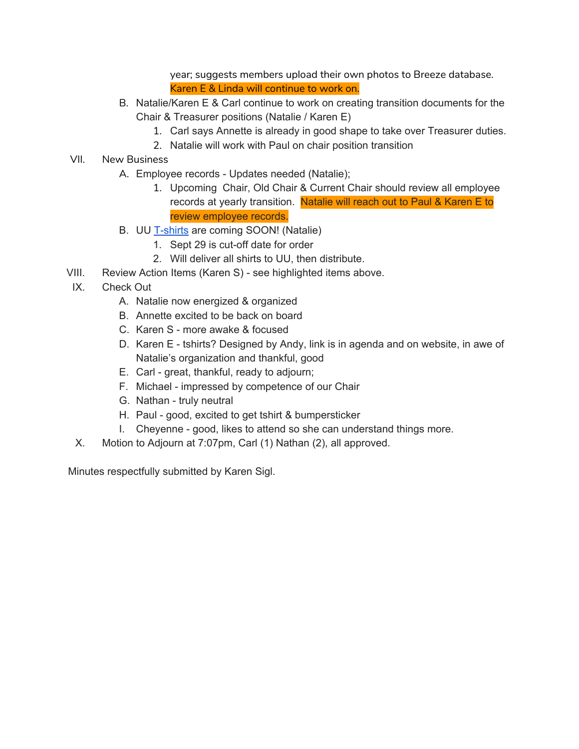year; suggests members upload their own photos to Breeze database. Karen E & Linda will continue to work on.

   B. Natalie/Karen E & Carl continue to work on creating transition documents for the Chair & Treasurer positions (Natalie / Karen E)
      1. Carl says Annette is already in good shape to take over Treasurer duties.
      2. Natalie will work with Paul on chair position transition

VII. New Business
   A. Employee records - Updates needed (Natalie);
      1. Upcoming Chair, Old Chair & Current Chair should review all employee records at yearly transition. Natalie will reach out to Paul & Karen E to review employee records.
   B. UU T-shirts are coming SOON! (Natalie)
      1. Sept 29 is cut-off date for order
      2. Will deliver all shirts to UU, then distribute.

VIII. Review Action Items (Karen S) - see highlighted items above.

IX. Check Out
   A. Natalie now energized & organized
   B. Annette excited to be back on board
   C. Karen S - more awake & focused
   D. Karen E - tshirts? Designed by Andy, link is in agenda and on website, in awe of Natalie's organization and thankful, good
   E. Carl - great, thankful, ready to adjourn;
   F. Michael - impressed by competence of our Chair
   G. Nathan - truly neutral
   H. Paul - good, excited to get tshirt & bumpersticker
   I. Cheyenne - good, likes to attend so she can understand things more.

X. Motion to Adjourn at 7:07pm, Carl (1) Nathan (2), all approved.

Minutes respectfully submitted by Karen Sigl.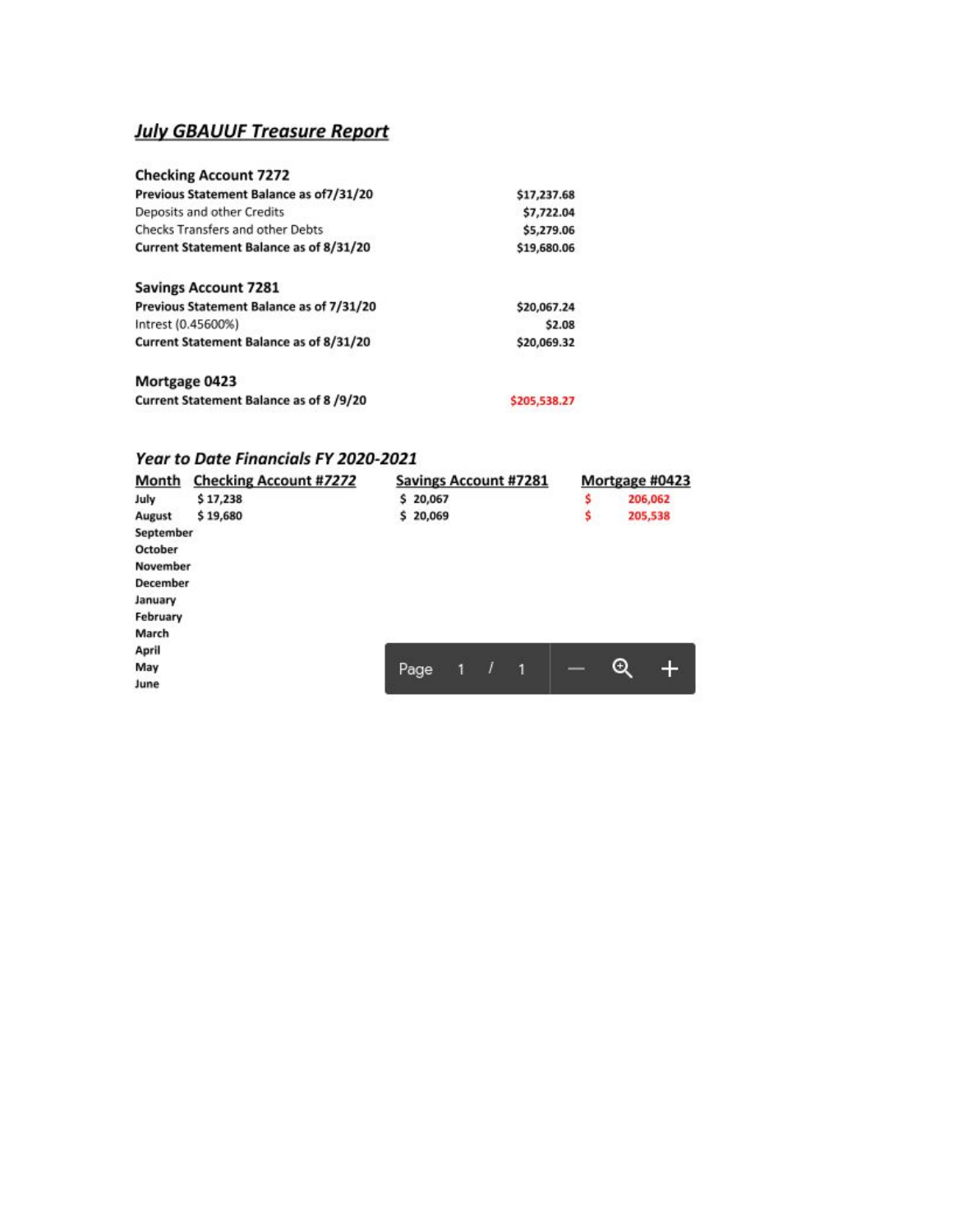## *July GBAUUF Treasure Report*

### Checking Account 7272

| | |
|---|---|
| **Previous Statement Balance as of7/31/20** | **$17,237.68** |
| Deposits and other Credits | **$7,722.04** |
| Checks Transfers and other Debts | **$5,279.06** |
| **Current Statement Balance as of 8/31/20** | **$19,680.06** |

### Savings Account 7281

| | |
|---|---|
| **Previous Statement Balance as of 7/31/20** | **$20,067.24** |
| Intrest (0.45600%) | **$2.08** |
| **Current Statement Balance as of 8/31/20** | **$20,069.32** |

### Mortgage 0423

| | |
|---|---|
| **Current Statement Balance as of 8 /9/20** | **$205,538.27** |

## *Year to Date Financials FY 2020-2021*

| Month | Checking Account #7272 | Savings Account #7281 | Mortgage #0423 |
|---|---|---|---|
| **July** | **$ 17,238** | **$ 20,067** | **$ 206,062** |
| **August** | **$ 19,680** | **$ 20,069** | **$ 205,538** |
| **September** | | | |
| **October** | | | |
| **November** | | | |
| **December** | | | |
| **January** | | | |
| **February** | | | |
| **March** | | | |
| **April** | | | |
| **May** | | | |
| **June** | | | |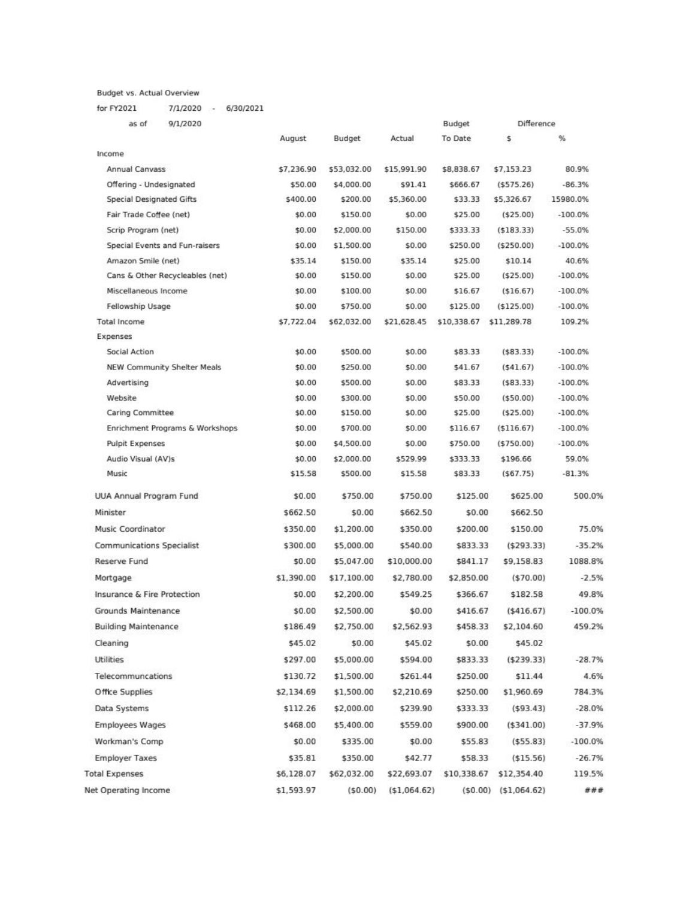Budget vs. Actual Overview

for FY2021 7/1/2020 - 6/30/2021

as of 9/1/2020

| | August | Budget | Actual | Budget To Date | Difference $ | Difference % |
|---|---|---|---|---|---|---|
| Income | | | | | | |
| Annual Canvass | $7,236.90 | $53,032.00 | $15,991.90 | $8,838.67 | $7,153.23 | 80.9% |
| Offering - Undesignated | $50.00 | $4,000.00 | $91.41 | $666.67 | ($575.26) | -86.3% |
| Special Designated Gifts | $400.00 | $200.00 | $5,360.00 | $33.33 | $5,326.67 | 15980.0% |
| Fair Trade Coffee (net) | $0.00 | $150.00 | $0.00 | $25.00 | ($25.00) | -100.0% |
| Scrip Program (net) | $0.00 | $2,000.00 | $150.00 | $333.33 | ($183.33) | -55.0% |
| Special Events and Fun-raisers | $0.00 | $1,500.00 | $0.00 | $250.00 | ($250.00) | -100.0% |
| Amazon Smile (net) | $35.14 | $150.00 | $35.14 | $25.00 | $10.14 | 40.6% |
| Cans & Other Recycleables (net) | $0.00 | $150.00 | $0.00 | $25.00 | ($25.00) | -100.0% |
| Miscellaneous Income | $0.00 | $100.00 | $0.00 | $16.67 | ($16.67) | -100.0% |
| Fellowship Usage | $0.00 | $750.00 | $0.00 | $125.00 | ($125.00) | -100.0% |
| Total Income | $7,722.04 | $62,032.00 | $21,628.45 | $10,338.67 | $11,289.78 | 109.2% |
| Expenses | | | | | | |
| Social Action | $0.00 | $500.00 | $0.00 | $83.33 | ($83.33) | -100.0% |
| NEW Community Shelter Meals | $0.00 | $250.00 | $0.00 | $41.67 | ($41.67) | -100.0% |
| Advertising | $0.00 | $500.00 | $0.00 | $83.33 | ($83.33) | -100.0% |
| Website | $0.00 | $300.00 | $0.00 | $50.00 | ($50.00) | -100.0% |
| Caring Committee | $0.00 | $150.00 | $0.00 | $25.00 | ($25.00) | -100.0% |
| Enrichment Programs & Workshops | $0.00 | $700.00 | $0.00 | $116.67 | ($116.67) | -100.0% |
| Pulpit Expenses | $0.00 | $4,500.00 | $0.00 | $750.00 | ($750.00) | -100.0% |
| Audio Visual (AV)s | $0.00 | $2,000.00 | $529.99 | $333.33 | $196.66 | 59.0% |
| Music | $15.58 | $500.00 | $15.58 | $83.33 | ($67.75) | -81.3% |
| UUA Annual Program Fund | $0.00 | $750.00 | $750.00 | $125.00 | $625.00 | 500.0% |
| Minister | $662.50 | $0.00 | $662.50 | $0.00 | $662.50 | |
| Music Coordinator | $350.00 | $1,200.00 | $350.00 | $200.00 | $150.00 | 75.0% |
| Communications Specialist | $300.00 | $5,000.00 | $540.00 | $833.33 | ($293.33) | -35.2% |
| Reserve Fund | $0.00 | $5,047.00 | $10,000.00 | $841.17 | $9,158.83 | 1088.8% |
| Mortgage | $1,390.00 | $17,100.00 | $2,780.00 | $2,850.00 | ($70.00) | -2.5% |
| Insurance & Fire Protection | $0.00 | $2,200.00 | $549.25 | $366.67 | $182.58 | 49.8% |
| Grounds Maintenance | $0.00 | $2,500.00 | $0.00 | $416.67 | ($416.67) | -100.0% |
| Building Maintenance | $186.49 | $2,750.00 | $2,562.93 | $458.33 | $2,104.60 | 459.2% |
| Cleaning | $45.02 | $0.00 | $45.02 | $0.00 | $45.02 | |
| Utilities | $297.00 | $5,000.00 | $594.00 | $833.33 | ($239.33) | -28.7% |
| Telecommuncations | $130.72 | $1,500.00 | $261.44 | $250.00 | $11.44 | 4.6% |
| Office Supplies | $2,134.69 | $1,500.00 | $2,210.69 | $250.00 | $1,960.69 | 784.3% |
| Data Systems | $112.26 | $2,000.00 | $239.90 | $333.33 | ($93.43) | -28.0% |
| Employees Wages | $468.00 | $5,400.00 | $559.00 | $900.00 | ($341.00) | -37.9% |
| Workman's Comp | $0.00 | $335.00 | $0.00 | $55.83 | ($55.83) | -100.0% |
| Employer Taxes | $35.81 | $350.00 | $42.77 | $58.33 | ($15.56) | -26.7% |
| Total Expenses | $6,128.07 | $62,032.00 | $22,693.07 | $10,338.67 | $12,354.40 | 119.5% |
| Net Operating Income | $1,593.97 | ($0.00) | ($1,064.62) | ($0.00) | ($1,064.62) | ### |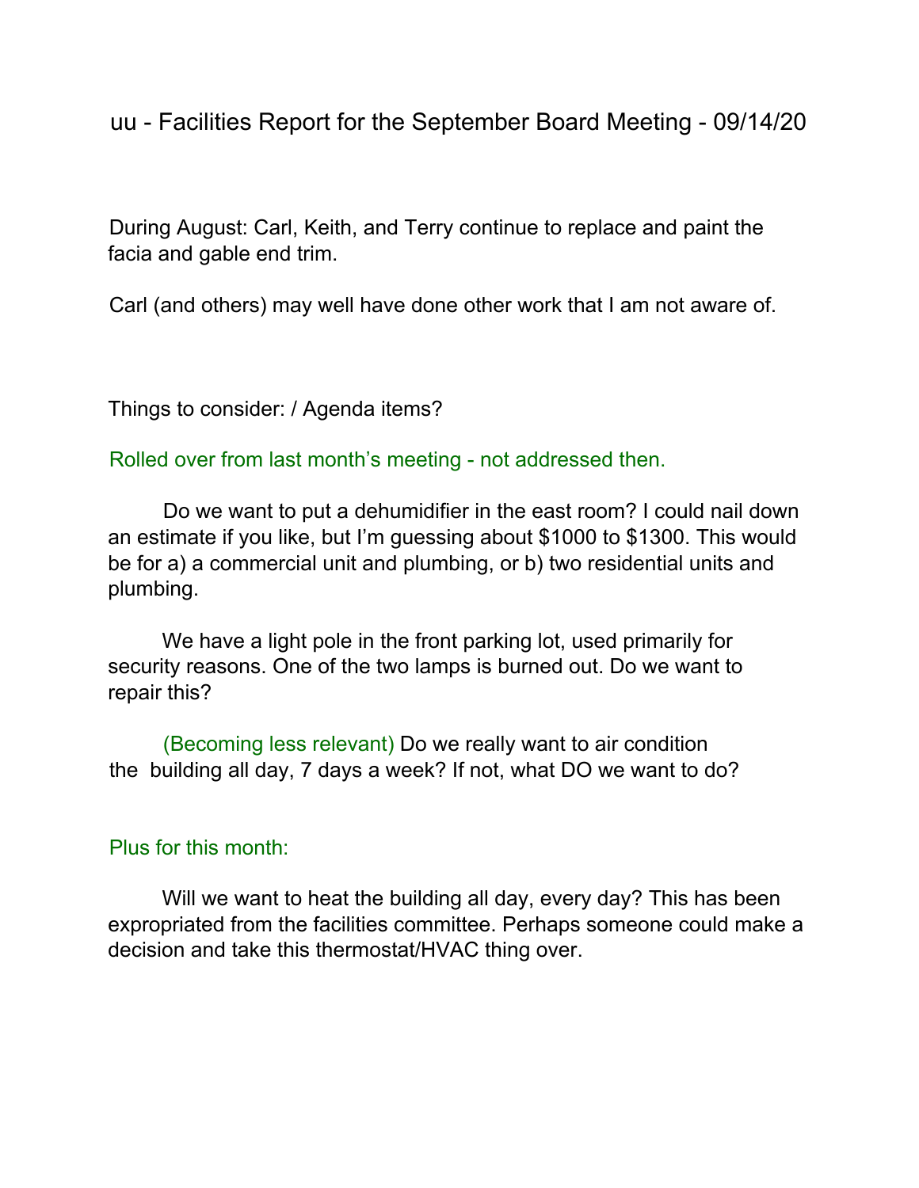# uu - Facilities Report for the September Board Meeting - 09/14/20

During August: Carl, Keith, and Terry continue to replace and paint the facia and gable end trim.

Carl (and others) may well have done other work that I am not aware of.

Things to consider: / Agenda items?

Rolled over from last month's meeting - not addressed then.

Do we want to put a dehumidifier in the east room? I could nail down an estimate if you like, but I'm guessing about $1000 to $1300. This would be for a) a commercial unit and plumbing, or b) two residential units and plumbing.

We have a light pole in the front parking lot, used primarily for security reasons. One of the two lamps is burned out. Do we want to repair this?

(Becoming less relevant) Do we really want to air condition the building all day, 7 days a week? If not, what DO we want to do?

Plus for this month:

Will we want to heat the building all day, every day? This has been expropriated from the facilities committee. Perhaps someone could make a decision and take this thermostat/HVAC thing over.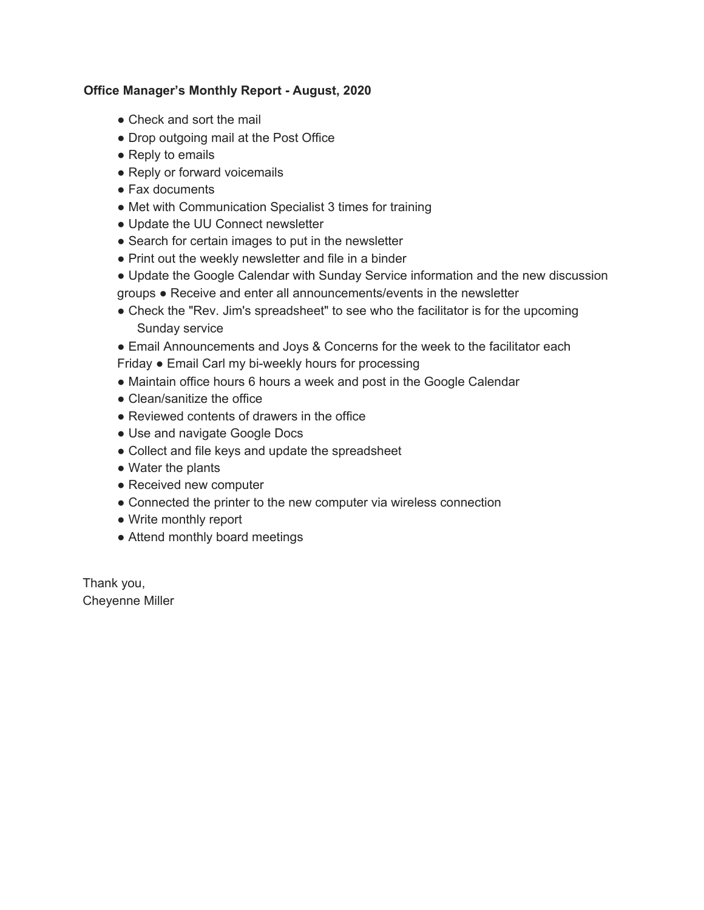**Office Manager's Monthly Report - August, 2020**

- Check and sort the mail
- Drop outgoing mail at the Post Office
- Reply to emails
- Reply or forward voicemails
- Fax documents
- Met with Communication Specialist 3 times for training
- Update the UU Connect newsletter
- Search for certain images to put in the newsletter
- Print out the weekly newsletter and file in a binder
- Update the Google Calendar with Sunday Service information and the new discussion groups
- Receive and enter all announcements/events in the newsletter
- Check the "Rev. Jim's spreadsheet" to see who the facilitator is for the upcoming Sunday service
- Email Announcements and Joys & Concerns for the week to the facilitator each Friday
- Email Carl my bi-weekly hours for processing
- Maintain office hours 6 hours a week and post in the Google Calendar
- Clean/sanitize the office
- Reviewed contents of drawers in the office
- Use and navigate Google Docs
- Collect and file keys and update the spreadsheet
- Water the plants
- Received new computer
- Connected the printer to the new computer via wireless connection
- Write monthly report
- Attend monthly board meetings

Thank you,
Cheyenne Miller